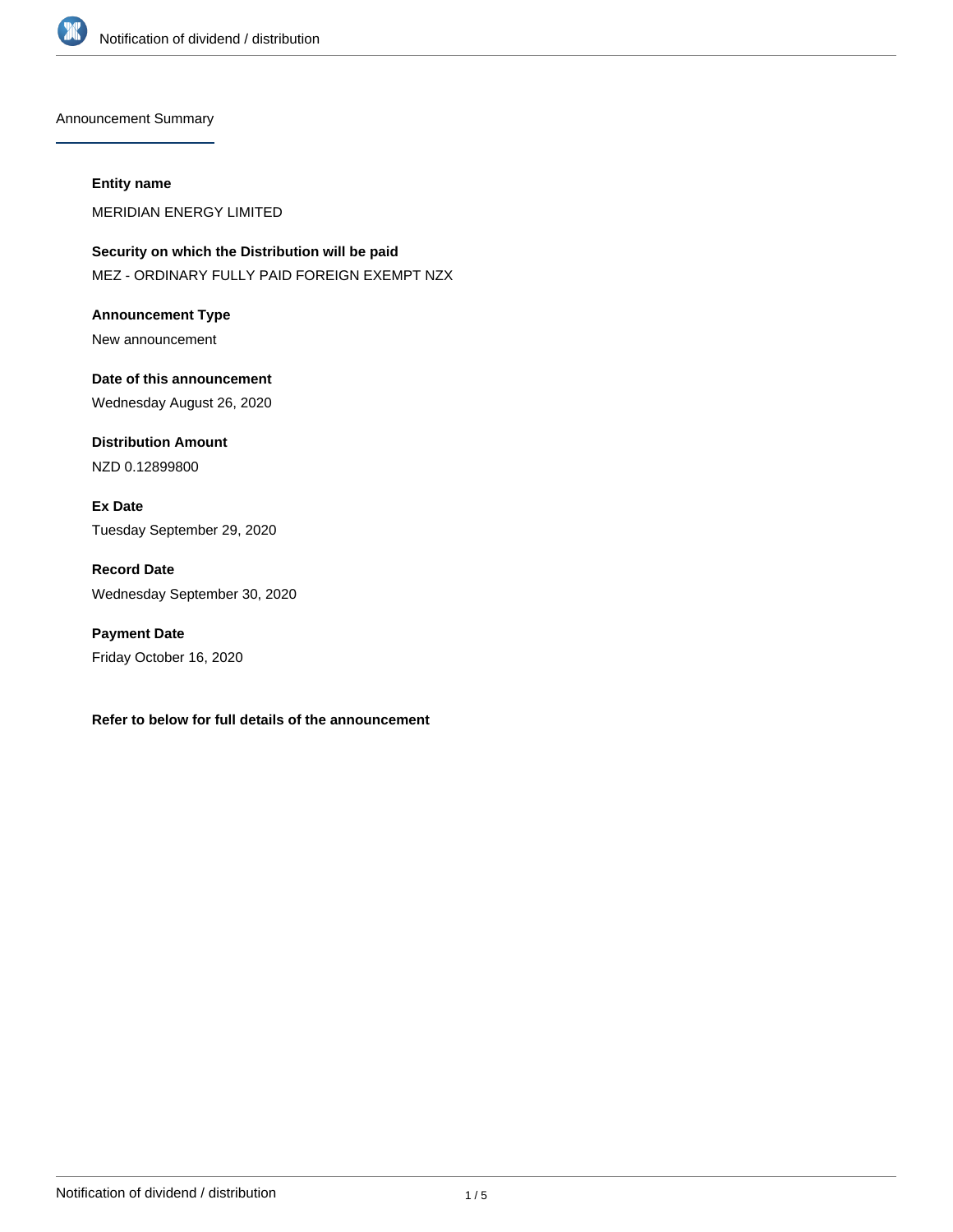## Announcement Summary

**Entity name**

MERIDIAN ENERGY LIMITED

**Security on which the Distribution will be paid**

MEZ - ORDINARY FULLY PAID FOREIGN EXEMPT NZX

**Announcement Type**

New announcement

**Date of this announcement**

Wednesday August 26, 2020

**Distribution Amount**

NZD 0.12899800

**Ex Date**

Tuesday September 29, 2020

**Record Date**

Wednesday September 30, 2020

**Payment Date**

Friday October 16, 2020

**Refer to below for full details of the announcement**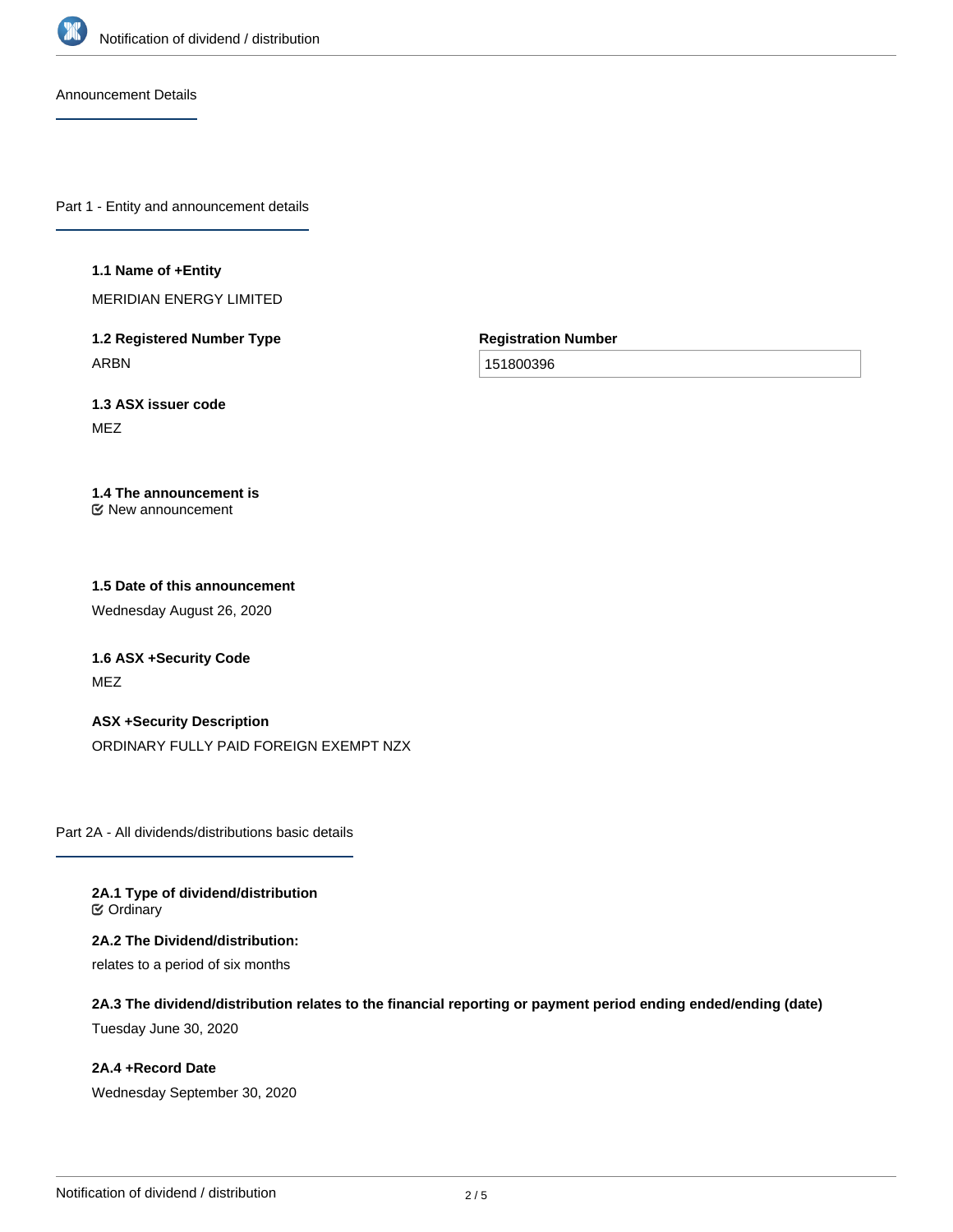## Announcement Details

### Part 1 - Entity and announcement details

**1.1 Name of +Entity**

MERIDIAN ENERGY LIMITED

**1.2 Registered Number Type**

ARBN

**Registration Number**

151800396

**1.3 ASX issuer code**

MEZ

**1.4 The announcement is**

☑ New announcement

**1.5 Date of this announcement**

Wednesday August 26, 2020

**1.6 ASX +Security Code**

MEZ

**ASX +Security Description**

ORDINARY FULLY PAID FOREIGN EXEMPT NZX

### Part 2A - All dividends/distributions basic details

**2A.1 Type of dividend/distribution**

☑ Ordinary

**2A.2 The Dividend/distribution:**

relates to a period of six months

**2A.3 The dividend/distribution relates to the financial reporting or payment period ending ended/ending (date)**

Tuesday June 30, 2020

**2A.4 +Record Date**

Wednesday September 30, 2020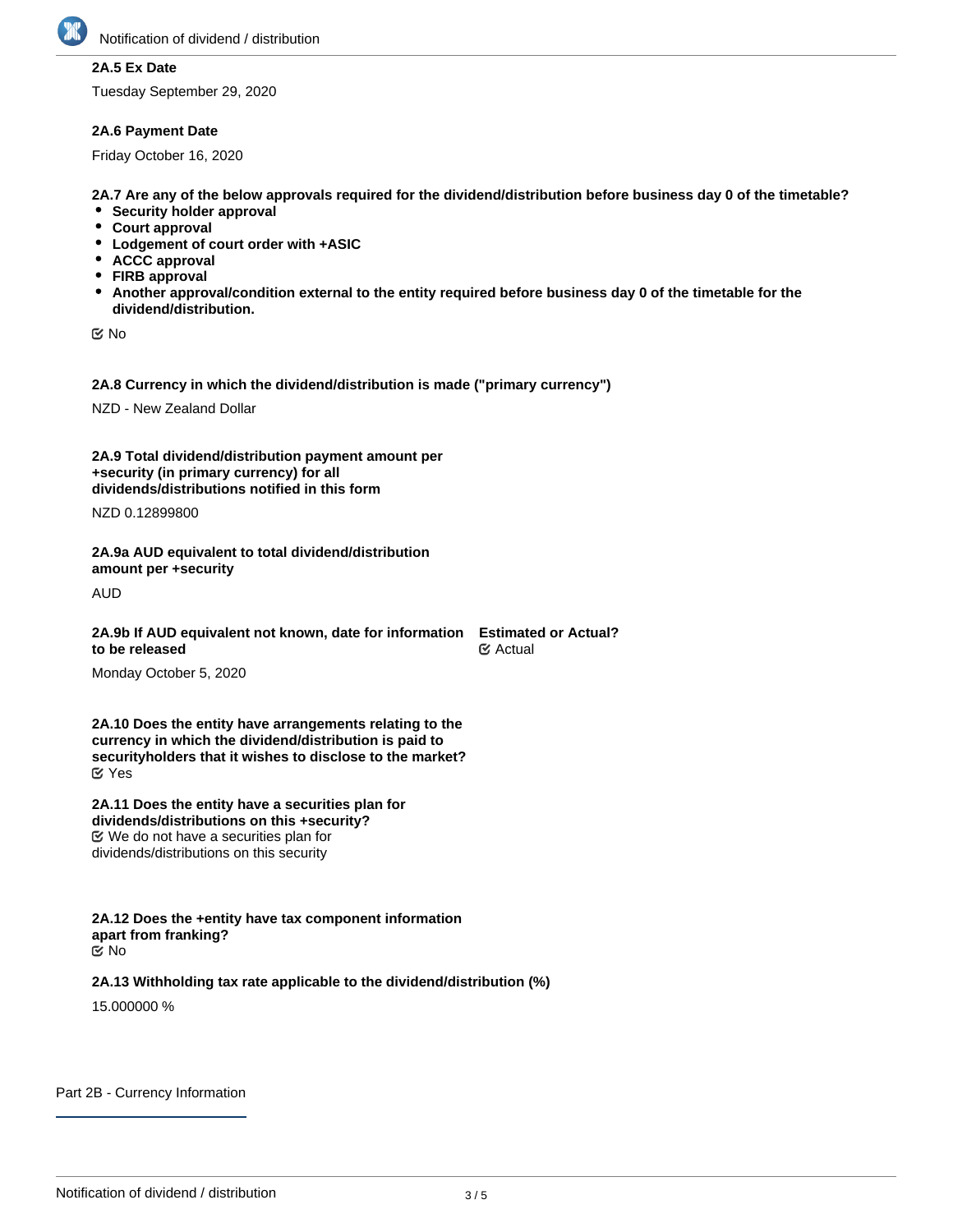**2A.5 Ex Date**

Tuesday September 29, 2020

**2A.6 Payment Date**

Friday October 16, 2020

**2A.7 Are any of the below approvals required for the dividend/distribution before business day 0 of the timetable?**

- **Security holder approval**
- **Court approval**
- **Lodgement of court order with +ASIC**
- **ACCC approval**
- **FIRB approval**
- **Another approval/condition external to the entity required before business day 0 of the timetable for the dividend/distribution.**

☑ No

**2A.8 Currency in which the dividend/distribution is made ("primary currency")**

NZD - New Zealand Dollar

**2A.9 Total dividend/distribution payment amount per +security (in primary currency) for all dividends/distributions notified in this form**

NZD 0.12899800

**2A.9a AUD equivalent to total dividend/distribution amount per +security**

AUD

**2A.9b If AUD equivalent not known, date for information to be released**

Monday October 5, 2020

**Estimated or Actual?**

☑ Actual

**2A.10 Does the entity have arrangements relating to the currency in which the dividend/distribution is paid to securityholders that it wishes to disclose to the market?**

☑ Yes

**2A.11 Does the entity have a securities plan for dividends/distributions on this +security?**

☑ We do not have a securities plan for dividends/distributions on this security

**2A.12 Does the +entity have tax component information apart from franking?**

☑ No

**2A.13 Withholding tax rate applicable to the dividend/distribution (%)**

15.000000 %

Part 2B - Currency Information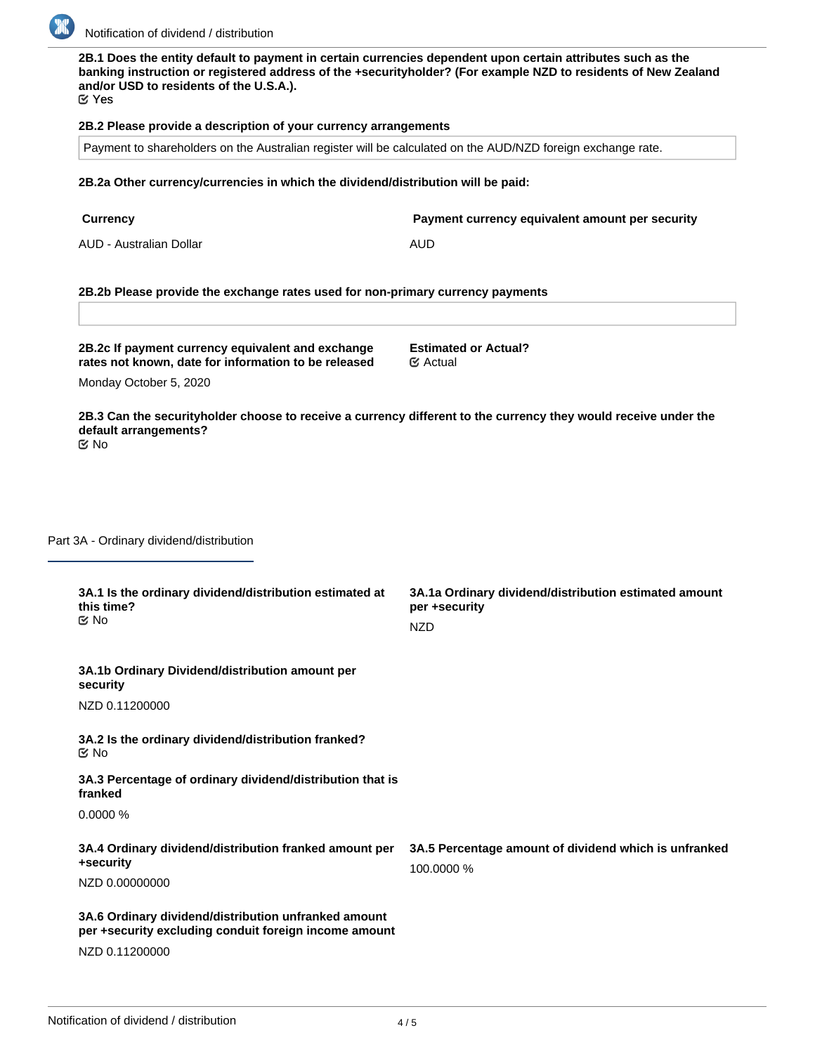**2B.1 Does the entity default to payment in certain currencies dependent upon certain attributes such as the banking instruction or registered address of the +securityholder? (For example NZD to residents of New Zealand and/or USD to residents of the U.S.A.).**

☑ Yes

**2B.2 Please provide a description of your currency arrangements**

Payment to shareholders on the Australian register will be calculated on the AUD/NZD foreign exchange rate.

**2B.2a Other currency/currencies in which the dividend/distribution will be paid:**

| Currency | Payment currency equivalent amount per security |
| --- | --- |
| AUD - Australian Dollar | AUD |

**2B.2b Please provide the exchange rates used for non-primary currency payments**

**2B.2c If payment currency equivalent and exchange rates not known, date for information to be released**

Monday October 5, 2020

**Estimated or Actual?**

☑ Actual

**2B.3 Can the securityholder choose to receive a currency different to the currency they would receive under the default arrangements?**

☑ No

## Part 3A - Ordinary dividend/distribution

**3A.1 Is the ordinary dividend/distribution estimated at this time?**

☑ No

**3A.1a Ordinary dividend/distribution estimated amount per +security**

NZD

**3A.1b Ordinary Dividend/distribution amount per security**

NZD 0.11200000

**3A.2 Is the ordinary dividend/distribution franked?**

☑ No

**3A.3 Percentage of ordinary dividend/distribution that is franked**

0.0000 %

**3A.4 Ordinary dividend/distribution franked amount per +security**

NZD 0.00000000

**3A.5 Percentage amount of dividend which is unfranked**

100.0000 %

**3A.6 Ordinary dividend/distribution unfranked amount per +security excluding conduit foreign income amount**

NZD 0.11200000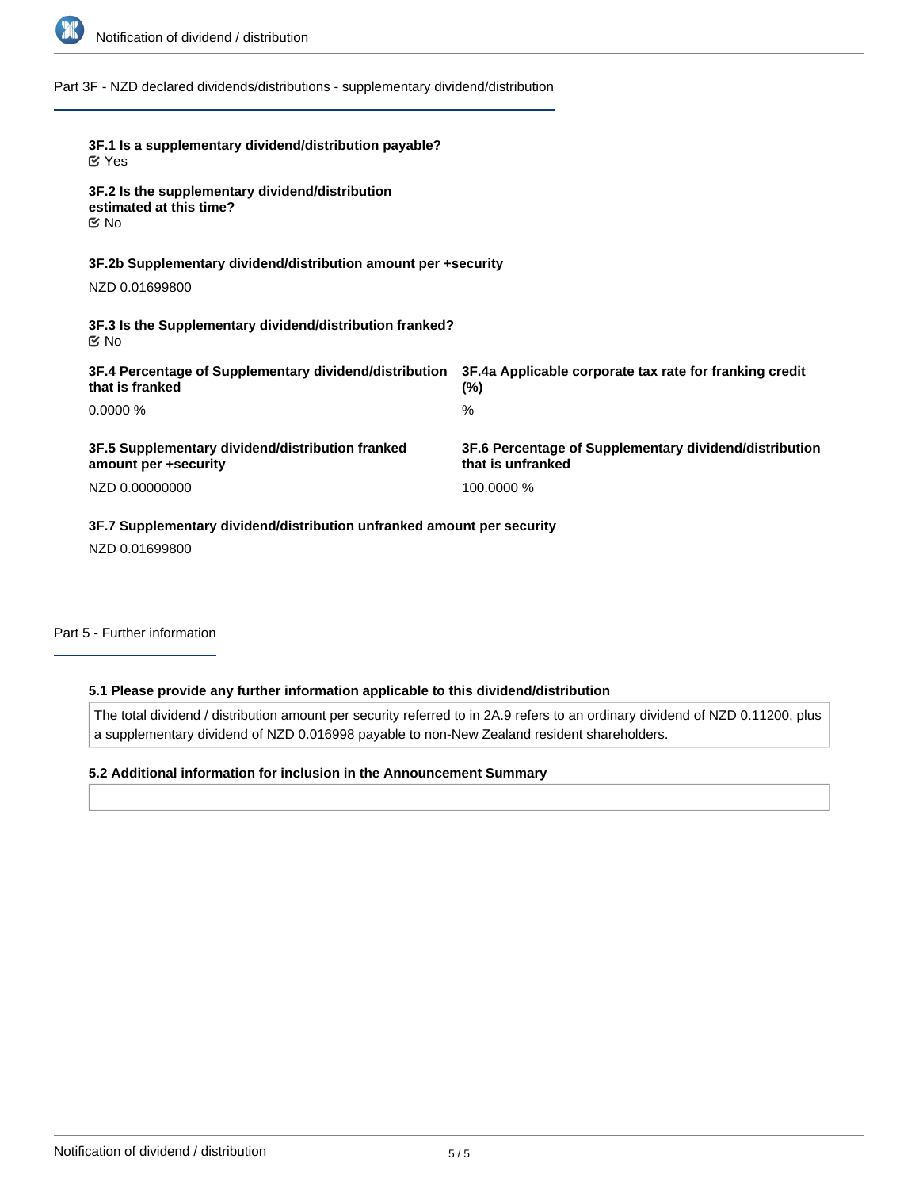## Part 3F - NZD declared dividends/distributions - supplementary dividend/distribution

**3F.1 Is a supplementary dividend/distribution payable?**
Yes

**3F.2 Is the supplementary dividend/distribution estimated at this time?**
No

**3F.2b Supplementary dividend/distribution amount per +security**

NZD 0.01699800

**3F.3 Is the Supplementary dividend/distribution franked?**
No

**3F.4 Percentage of Supplementary dividend/distribution that is franked**

0.0000 %

**3F.4a Applicable corporate tax rate for franking credit (%)**

%

**3F.5 Supplementary dividend/distribution franked amount per +security**

NZD 0.00000000

**3F.6 Percentage of Supplementary dividend/distribution that is unfranked**

100.0000 %

**3F.7 Supplementary dividend/distribution unfranked amount per security**

NZD 0.01699800

## Part 5 - Further information

**5.1 Please provide any further information applicable to this dividend/distribution**

The total dividend / distribution amount per security referred to in 2A.9 refers to an ordinary dividend of NZD 0.11200, plus a supplementary dividend of NZD 0.016998 payable to non-New Zealand resident shareholders.

**5.2 Additional information for inclusion in the Announcement Summary**